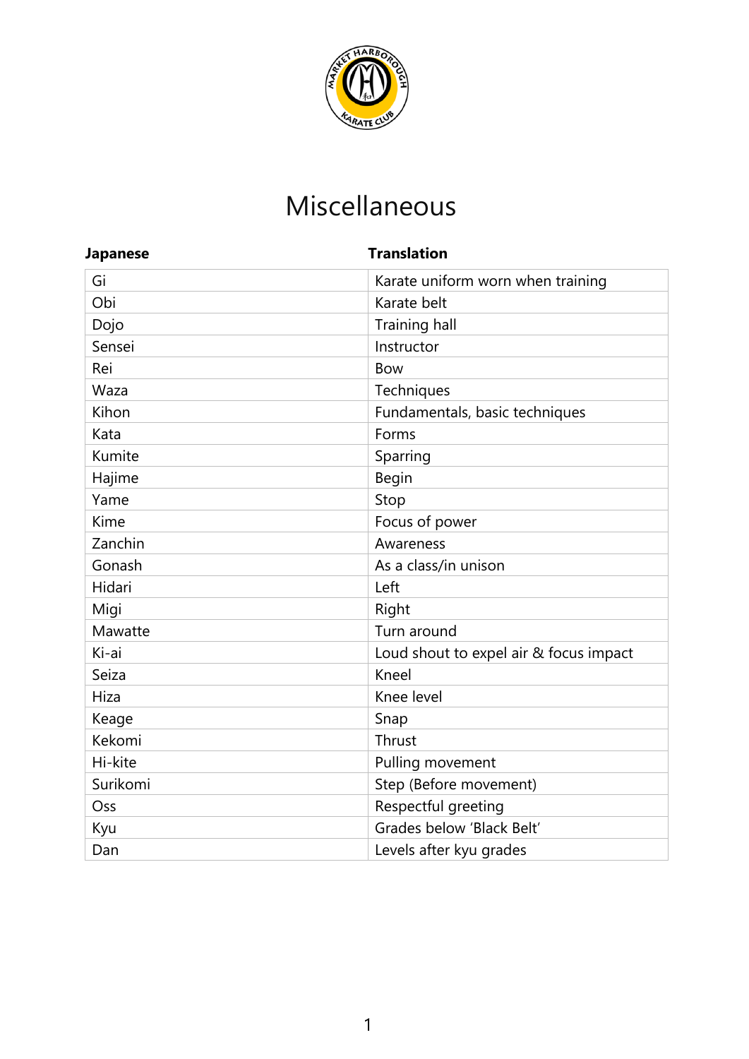# Miscellaneous

| Japanese | Translation |
|---|---|
| Gi | Karate uniform worn when training |
| Obi | Karate belt |
| Dojo | Training hall |
| Sensei | Instructor |
| Rei | Bow |
| Waza | Techniques |
| Kihon | Fundamentals, basic techniques |
| Kata | Forms |
| Kumite | Sparring |
| Hajime | Begin |
| Yame | Stop |
| Kime | Focus of power |
| Zanchin | Awareness |
| Gonash | As a class/in unison |
| Hidari | Left |
| Migi | Right |
| Mawatte | Turn around |
| Ki-ai | Loud shout to expel air & focus impact |
| Seiza | Kneel |
| Hiza | Knee level |
| Keage | Snap |
| Kekomi | Thrust |
| Hi-kite | Pulling movement |
| Surikomi | Step (Before movement) |
| Oss | Respectful greeting |
| Kyu | Grades below 'Black Belt' |
| Dan | Levels after kyu grades |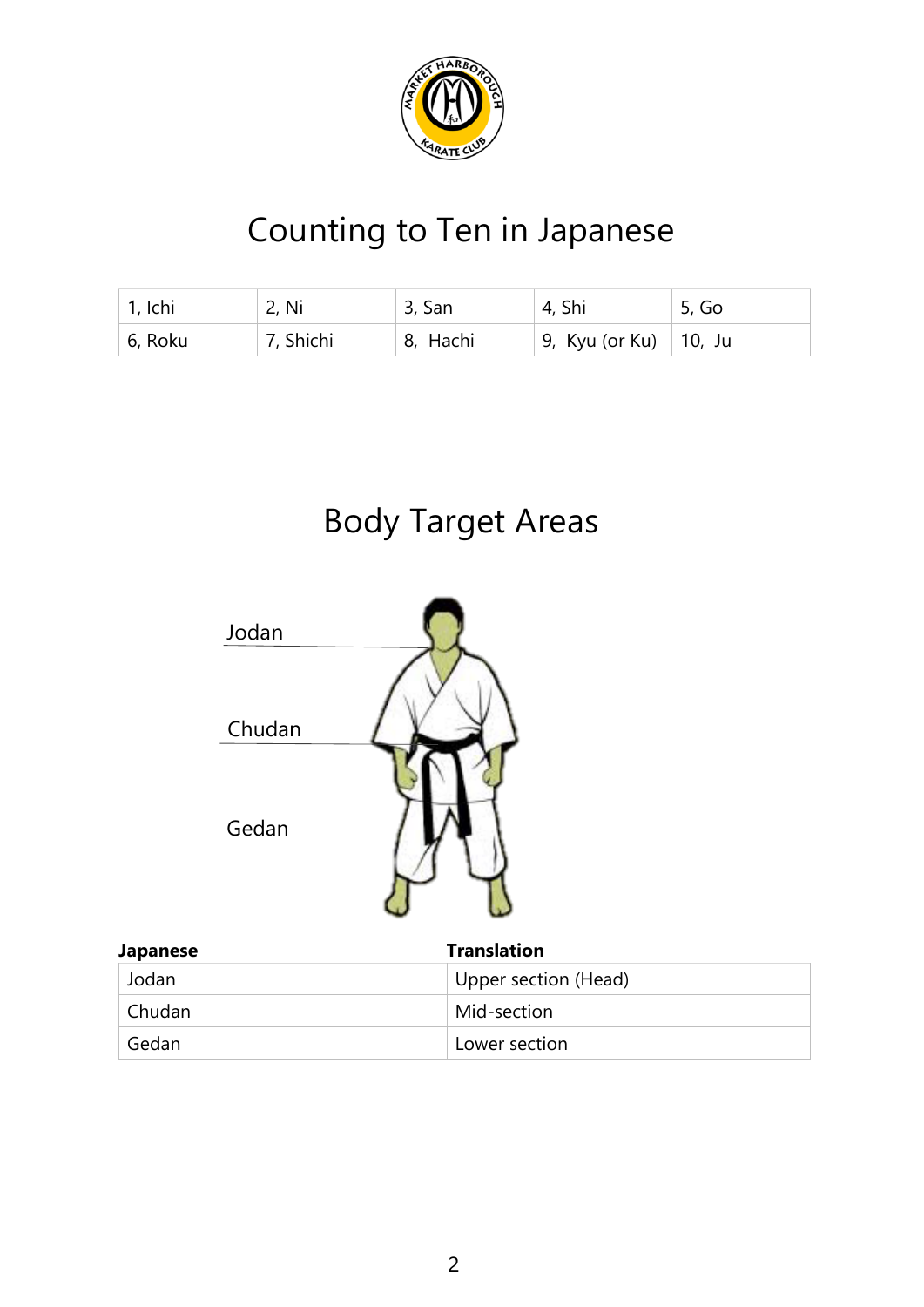# Counting to Ten in Japanese

| 1, Ichi | 2, Ni | 3, San | 4, Shi | 5, Go |
|---|---|---|---|---|
| 6, Roku | 7, Shichi | 8, Hachi | 9, Kyu (or Ku) | 10, Ju |

# Body Target Areas

Jodan

Chudan

Gedan

| Japanese | Translation |
|---|---|
| Jodan | Upper section (Head) |
| Chudan | Mid-section |
| Gedan | Lower section |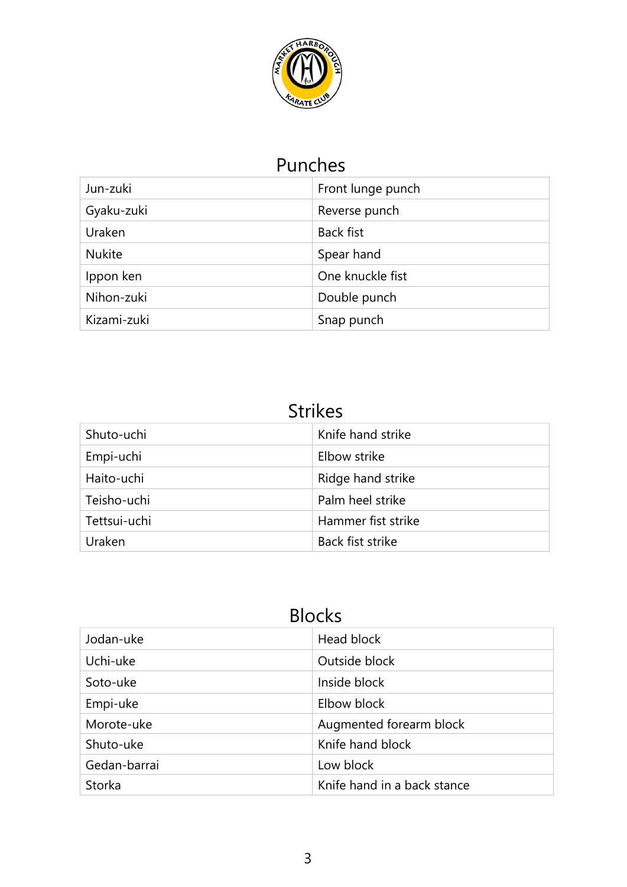## Punches

| Jun-zuki | Front lunge punch |
|---|---|
| Gyaku-zuki | Reverse punch |
| Uraken | Back fist |
| Nukite | Spear hand |
| Ippon ken | One knuckle fist |
| Nihon-zuki | Double punch |
| Kizami-zuki | Snap punch |

## Strikes

| Shuto-uchi | Knife hand strike |
|---|---|
| Empi-uchi | Elbow strike |
| Haito-uchi | Ridge hand strike |
| Teisho-uchi | Palm heel strike |
| Tettsui-uchi | Hammer fist strike |
| Uraken | Back fist strike |

## Blocks

| Jodan-uke | Head block |
|---|---|
| Uchi-uke | Outside block |
| Soto-uke | Inside block |
| Empi-uke | Elbow block |
| Morote-uke | Augmented forearm block |
| Shuto-uke | Knife hand block |
| Gedan-barrai | Low block |
| Storka | Knife hand in a back stance |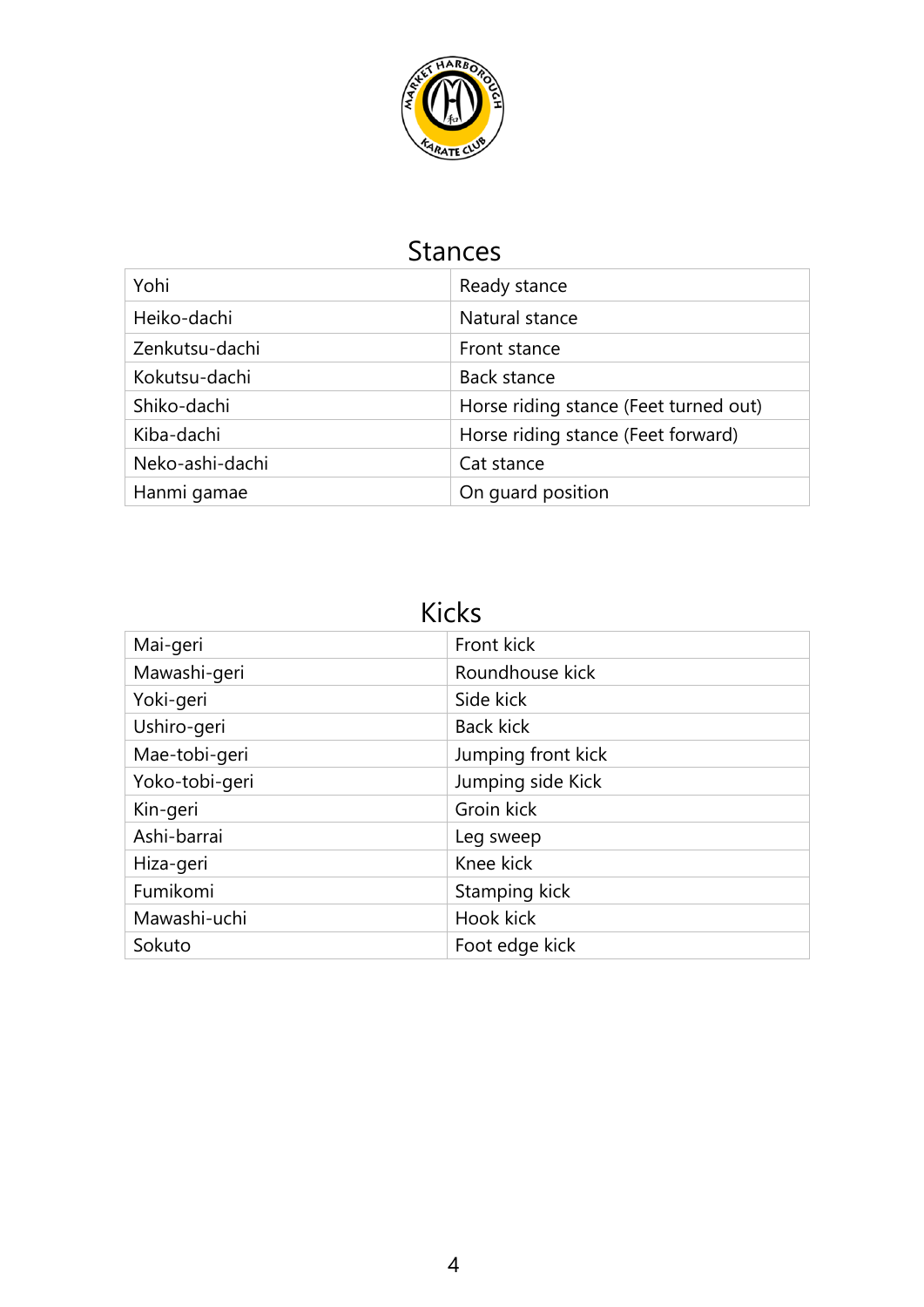## Stances

| Yohi | Ready stance |
|---|---|
| Heiko-dachi | Natural stance |
| Zenkutsu-dachi | Front stance |
| Kokutsu-dachi | Back stance |
| Shiko-dachi | Horse riding stance (Feet turned out) |
| Kiba-dachi | Horse riding stance (Feet forward) |
| Neko-ashi-dachi | Cat stance |
| Hanmi gamae | On guard position |

## Kicks

| Mai-geri | Front kick |
|---|---|
| Mawashi-geri | Roundhouse kick |
| Yoki-geri | Side kick |
| Ushiro-geri | Back kick |
| Mae-tobi-geri | Jumping front kick |
| Yoko-tobi-geri | Jumping side Kick |
| Kin-geri | Groin kick |
| Ashi-barrai | Leg sweep |
| Hiza-geri | Knee kick |
| Fumikomi | Stamping kick |
| Mawashi-uchi | Hook kick |
| Sokuto | Foot edge kick |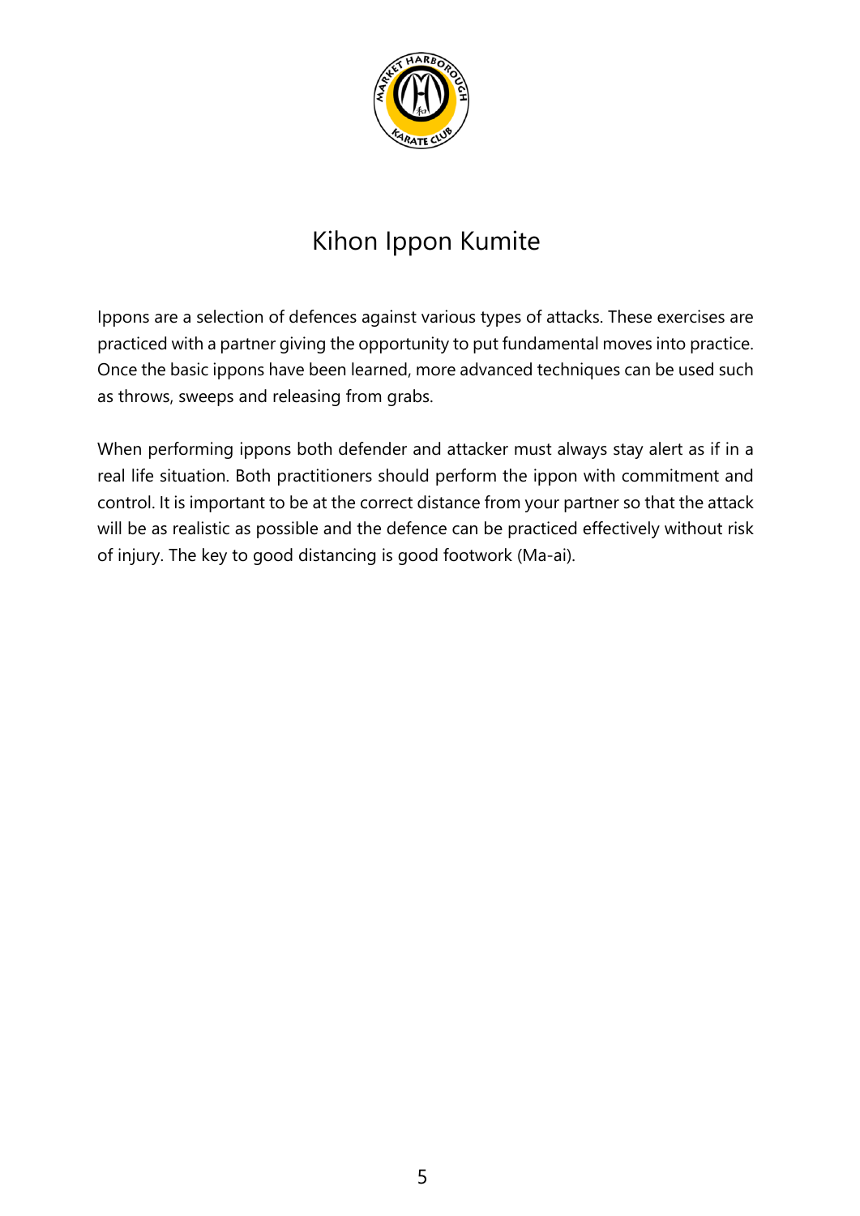# Kihon Ippon Kumite

Ippons are a selection of defences against various types of attacks. These exercises are practiced with a partner giving the opportunity to put fundamental moves into practice. Once the basic ippons have been learned, more advanced techniques can be used such as throws, sweeps and releasing from grabs.

When performing ippons both defender and attacker must always stay alert as if in a real life situation. Both practitioners should perform the ippon with commitment and control. It is important to be at the correct distance from your partner so that the attack will be as realistic as possible and the defence can be practiced effectively without risk of injury. The key to good distancing is good footwork (Ma-ai).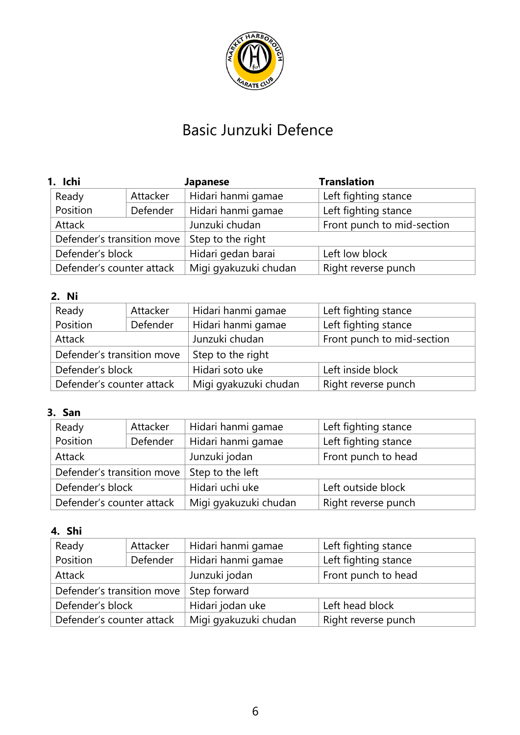# Basic Junzuki Defence

### 1. Ichi

| | | Japanese | Translation |
|---|---|---|---|
| Ready Position | Attacker | Hidari hanmi gamae | Left fighting stance |
| | Defender | Hidari hanmi gamae | Left fighting stance |
| Attack | | Junzuki chudan | Front punch to mid-section |
| Defender's transition move | | Step to the right | |
| Defender's block | | Hidari gedan barai | Left low block |
| Defender's counter attack | | Migi gyakuzuki chudan | Right reverse punch |

### 2. Ni

| | | | |
|---|---|---|---|
| Ready Position | Attacker | Hidari hanmi gamae | Left fighting stance |
| | Defender | Hidari hanmi gamae | Left fighting stance |
| Attack | | Junzuki chudan | Front punch to mid-section |
| Defender's transition move | | Step to the right | |
| Defender's block | | Hidari soto uke | Left inside block |
| Defender's counter attack | | Migi gyakuzuki chudan | Right reverse punch |

### 3. San

| | | | |
|---|---|---|---|
| Ready Position | Attacker | Hidari hanmi gamae | Left fighting stance |
| | Defender | Hidari hanmi gamae | Left fighting stance |
| Attack | | Junzuki jodan | Front punch to head |
| Defender's transition move | | Step to the left | |
| Defender's block | | Hidari uchi uke | Left outside block |
| Defender's counter attack | | Migi gyakuzuki chudan | Right reverse punch |

### 4. Shi

| | | | |
|---|---|---|---|
| Ready Position | Attacker | Hidari hanmi gamae | Left fighting stance |
| | Defender | Hidari hanmi gamae | Left fighting stance |
| Attack | | Junzuki jodan | Front punch to head |
| Defender's transition move | | Step forward | |
| Defender's block | | Hidari jodan uke | Left head block |
| Defender's counter attack | | Migi gyakuzuki chudan | Right reverse punch |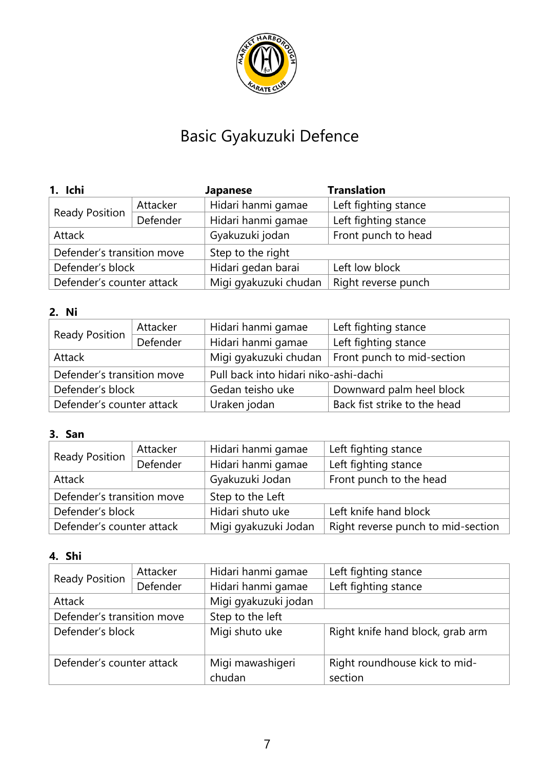# Basic Gyakuzuki Defence

**1. Ichi**

| | | Japanese | Translation |
|---|---|---|---|
| Ready Position | Attacker | Hidari hanmi gamae | Left fighting stance |
| | Defender | Hidari hanmi gamae | Left fighting stance |
| Attack | | Gyakuzuki jodan | Front punch to head |
| Defender's transition move | | Step to the right | |
| Defender's block | | Hidari gedan barai | Left low block |
| Defender's counter attack | | Migi gyakuzuki chudan | Right reverse punch |

**2. Ni**

| | | | |
|---|---|---|---|
| Ready Position | Attacker | Hidari hanmi gamae | Left fighting stance |
| | Defender | Hidari hanmi gamae | Left fighting stance |
| Attack | | Migi gyakuzuki chudan | Front punch to mid-section |
| Defender's transition move | | Pull back into hidari niko-ashi-dachi | |
| Defender's block | | Gedan teisho uke | Downward palm heel block |
| Defender's counter attack | | Uraken jodan | Back fist strike to the head |

**3. San**

| | | | |
|---|---|---|---|
| Ready Position | Attacker | Hidari hanmi gamae | Left fighting stance |
| | Defender | Hidari hanmi gamae | Left fighting stance |
| Attack | | Gyakuzuki Jodan | Front punch to the head |
| Defender's transition move | | Step to the Left | |
| Defender's block | | Hidari shuto uke | Left knife hand block |
| Defender's counter attack | | Migi gyakuzuki Jodan | Right reverse punch to mid-section |

**4. Shi**

| | | | |
|---|---|---|---|
| Ready Position | Attacker | Hidari hanmi gamae | Left fighting stance |
| | Defender | Hidari hanmi gamae | Left fighting stance |
| Attack | | Migi gyakuzuki jodan | |
| Defender's transition move | | Step to the left | |
| Defender's block | | Migi shuto uke | Right knife hand block, grab arm |
| Defender's counter attack | | Migi mawashigeri chudan | Right roundhouse kick to mid-section |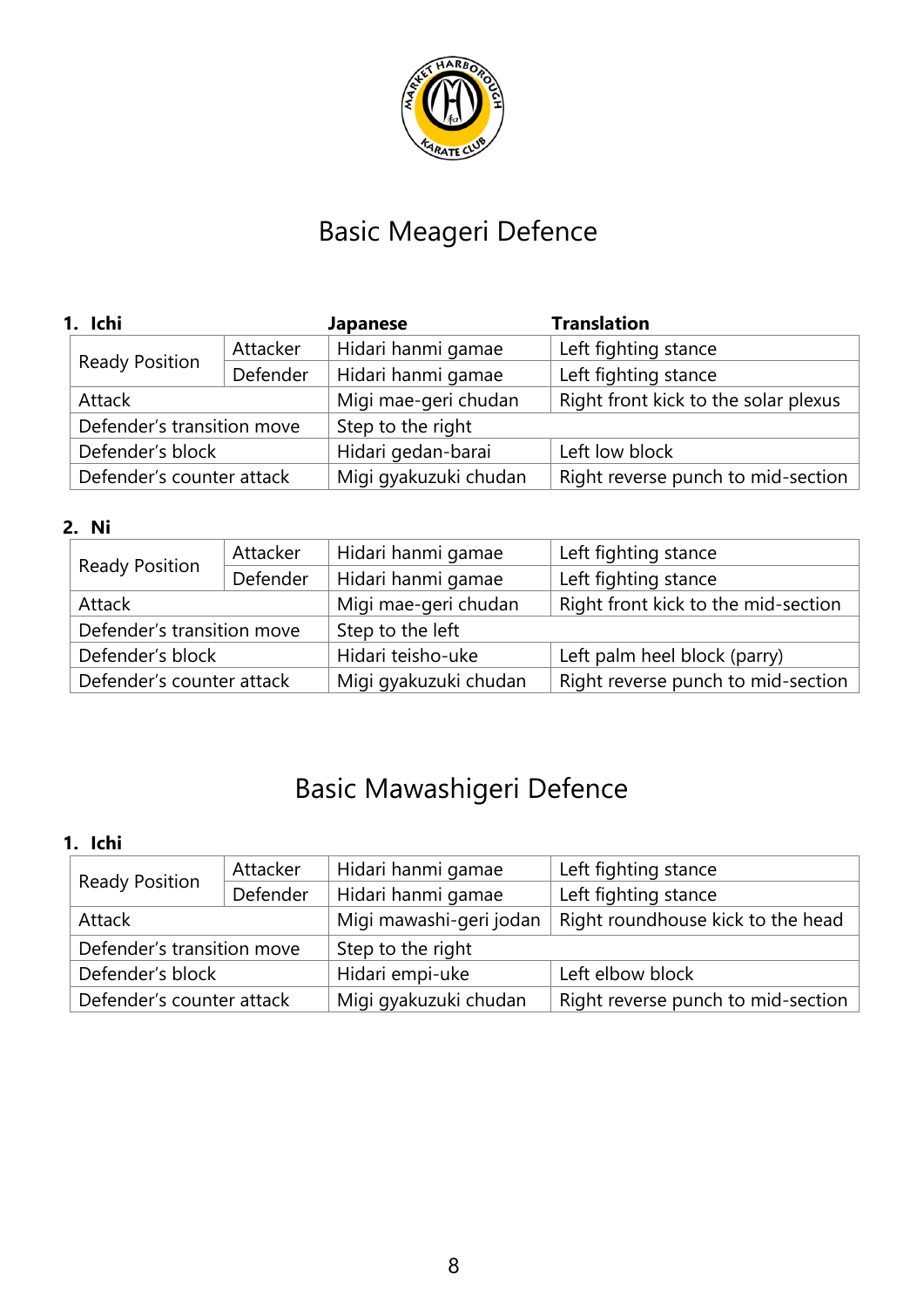# Basic Meageri Defence

## 1. Ichi

| | | Japanese | Translation |
|---|---|---|---|
| Ready Position | Attacker | Hidari hanmi gamae | Left fighting stance |
| | Defender | Hidari hanmi gamae | Left fighting stance |
| Attack | | Migi mae-geri chudan | Right front kick to the solar plexus |
| Defender's transition move | | Step to the right | |
| Defender's block | | Hidari gedan-barai | Left low block |
| Defender's counter attack | | Migi gyakuzuki chudan | Right reverse punch to mid-section |

## 2. Ni

| | | | |
|---|---|---|---|
| Ready Position | Attacker | Hidari hanmi gamae | Left fighting stance |
| | Defender | Hidari hanmi gamae | Left fighting stance |
| Attack | | Migi mae-geri chudan | Right front kick to the mid-section |
| Defender's transition move | | Step to the left | |
| Defender's block | | Hidari teisho-uke | Left palm heel block (parry) |
| Defender's counter attack | | Migi gyakuzuki chudan | Right reverse punch to mid-section |

# Basic Mawashigeri Defence

## 1. Ichi

| | | | |
|---|---|---|---|
| Ready Position | Attacker | Hidari hanmi gamae | Left fighting stance |
| | Defender | Hidari hanmi gamae | Left fighting stance |
| Attack | | Migi mawashi-geri jodan | Right roundhouse kick to the head |
| Defender's transition move | | Step to the right | |
| Defender's block | | Hidari empi-uke | Left elbow block |
| Defender's counter attack | | Migi gyakuzuki chudan | Right reverse punch to mid-section |